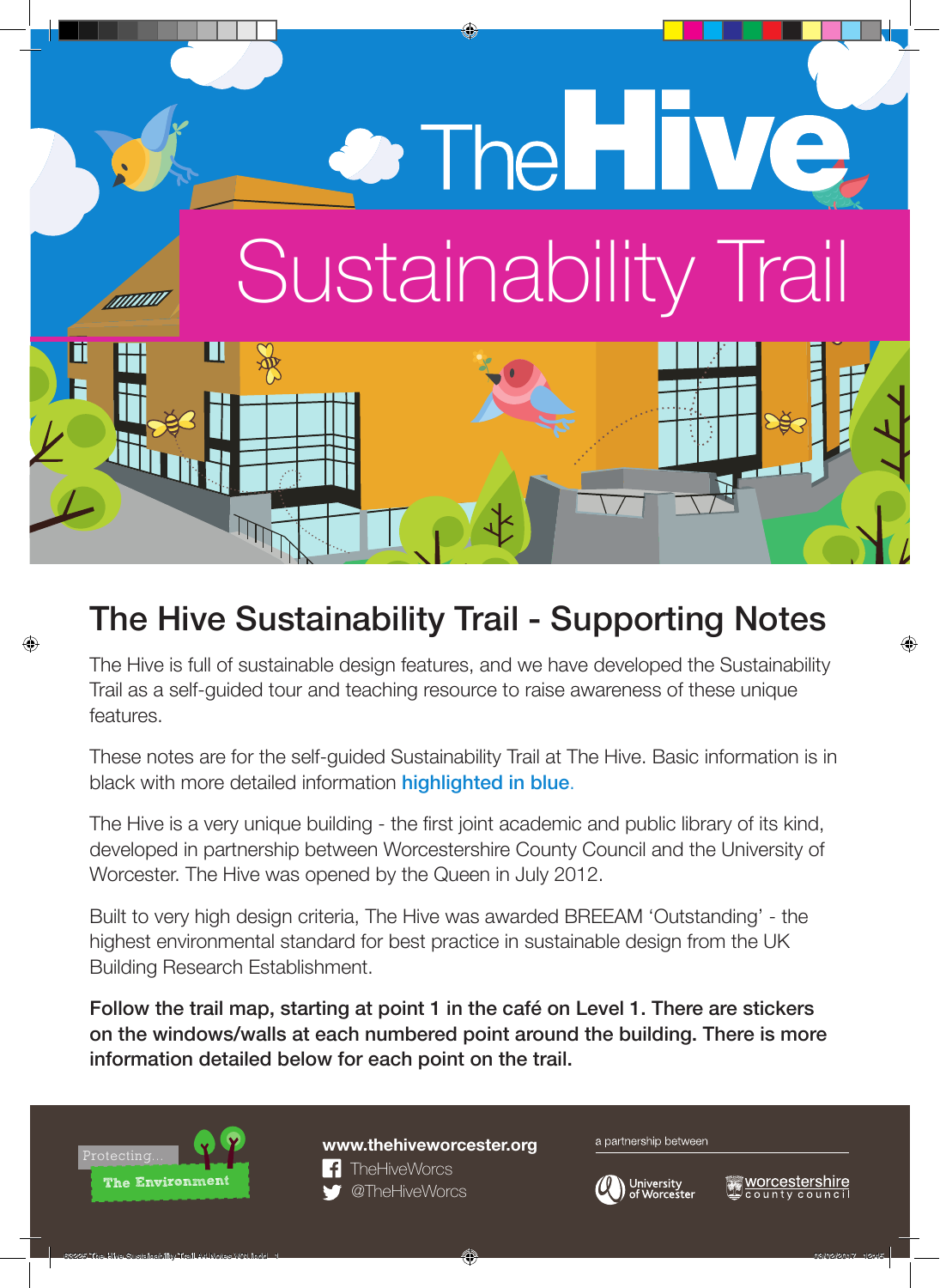# The Hive Sustainability Trail

## The Hive Sustainability Trail - Supporting Notes

The Hive is full of sustainable design features, and we have developed the Sustainability Trail as a self-guided tour and teaching resource to raise awareness of these unique features.

These notes are for the self-guided Sustainability Trail at The Hive. Basic information is in black with more detailed information highlighted in blue.

The Hive is a very unique building - the first joint academic and public library of its kind, developed in partnership between Worcestershire County Council and the University of Worcester. The Hive was opened by the Queen in July 2012.

Built to very high design criteria, The Hive was awarded BREEAM 'Outstanding' - the highest environmental standard for best practice in sustainable design from the UK Building Research Establishment.

**Follow the trail map, starting at point 1 in the café on Level 1. There are stickers on the windows/walls at each numbered point around the building. There is more information detailed below for each point on the trail.**

Protecting... The Environment

**www.thehiveworcester.org**

TheHiveWorcs

@TheHiveWorcs

a partnership between

University of Worcester

worcestershire county council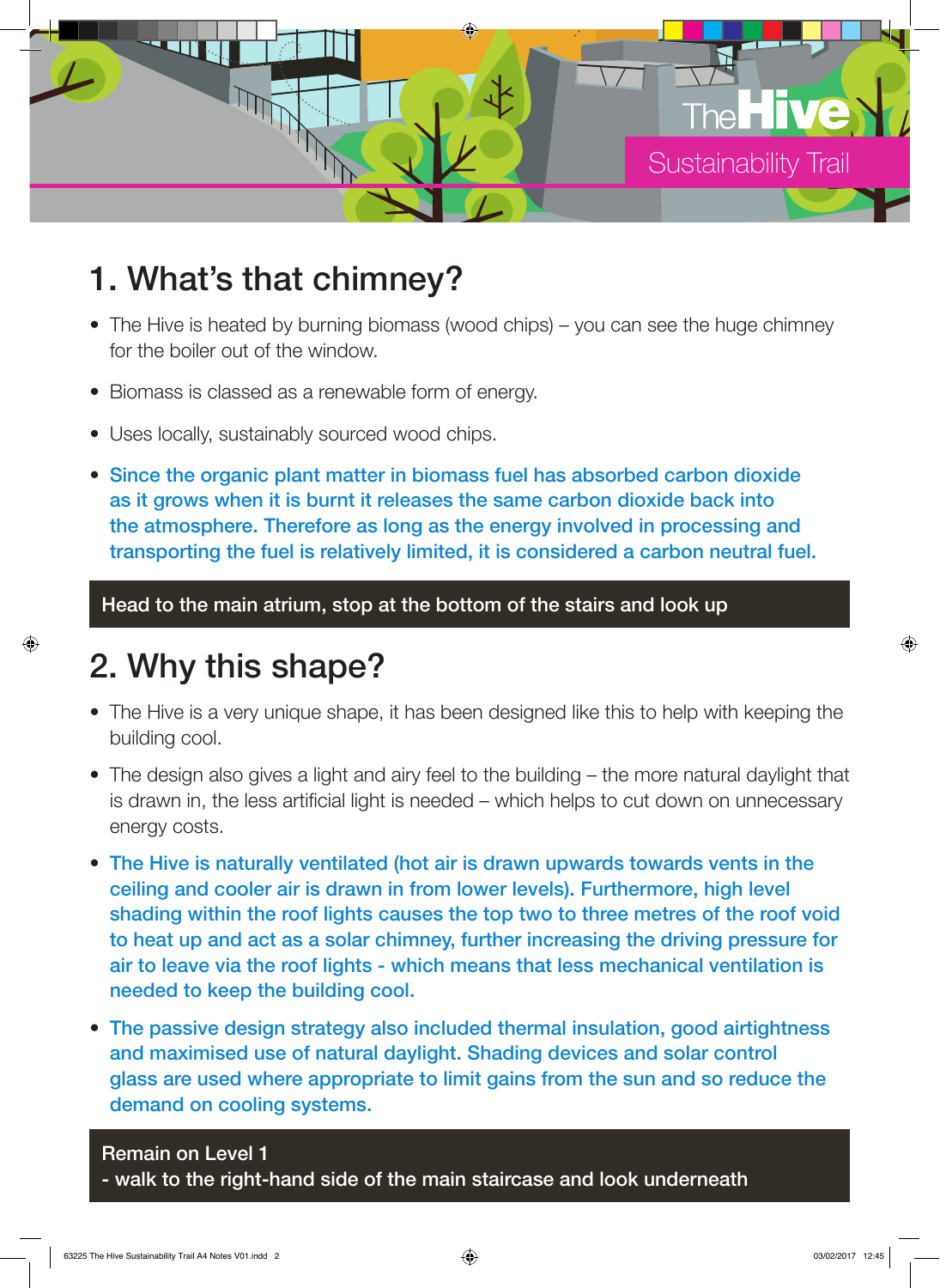The Hive Sustainability Trail

## 1. What's that chimney?

- The Hive is heated by burning biomass (wood chips) – you can see the huge chimney for the boiler out of the window.
- Biomass is classed as a renewable form of energy.
- Uses locally, sustainably sourced wood chips.
- **Since the organic plant matter in biomass fuel has absorbed carbon dioxide as it grows when it is burnt it releases the same carbon dioxide back into the atmosphere. Therefore as long as the energy involved in processing and transporting the fuel is relatively limited, it is considered a carbon neutral fuel.**

**Head to the main atrium, stop at the bottom of the stairs and look up**

## 2. Why this shape?

- The Hive is a very unique shape, it has been designed like this to help with keeping the building cool.
- The design also gives a light and airy feel to the building – the more natural daylight that is drawn in, the less artificial light is needed – which helps to cut down on unnecessary energy costs.
- **The Hive is naturally ventilated (hot air is drawn upwards towards vents in the ceiling and cooler air is drawn in from lower levels). Furthermore, high level shading within the roof lights causes the top two to three metres of the roof void to heat up and act as a solar chimney, further increasing the driving pressure for air to leave via the roof lights - which means that less mechanical ventilation is needed to keep the building cool.**
- **The passive design strategy also included thermal insulation, good airtightness and maximised use of natural daylight. Shading devices and solar control glass are used where appropriate to limit gains from the sun and so reduce the demand on cooling systems.**

**Remain on Level 1**
**- walk to the right-hand side of the main staircase and look underneath**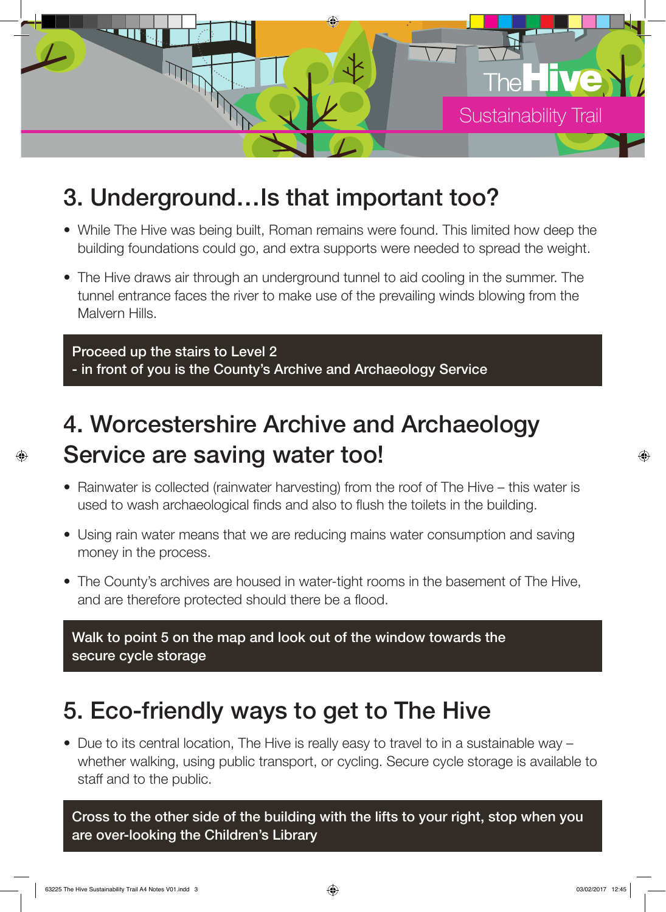# 3. Underground…Is that important too?

- While The Hive was being built, Roman remains were found. This limited how deep the building foundations could go, and extra supports were needed to spread the weight.
- The Hive draws air through an underground tunnel to aid cooling in the summer. The tunnel entrance faces the river to make use of the prevailing winds blowing from the Malvern Hills.

**Proceed up the stairs to Level 2**
**- in front of you is the County's Archive and Archaeology Service**

# 4. Worcestershire Archive and Archaeology Service are saving water too!

- Rainwater is collected (rainwater harvesting) from the roof of The Hive – this water is used to wash archaeological finds and also to flush the toilets in the building.
- Using rain water means that we are reducing mains water consumption and saving money in the process.
- The County's archives are housed in water-tight rooms in the basement of The Hive, and are therefore protected should there be a flood.

**Walk to point 5 on the map and look out of the window towards the secure cycle storage**

# 5. Eco-friendly ways to get to The Hive

- Due to its central location, The Hive is really easy to travel to in a sustainable way – whether walking, using public transport, or cycling. Secure cycle storage is available to staff and to the public.

**Cross to the other side of the building with the lifts to your right, stop when you are over-looking the Children's Library**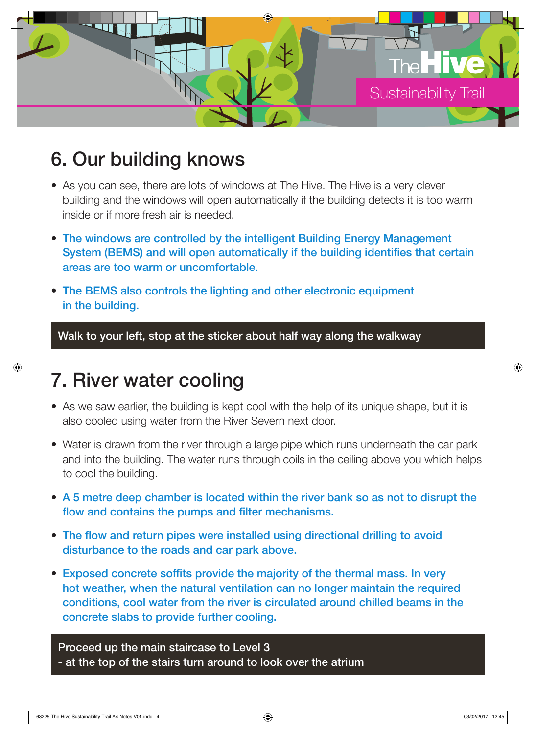## 6. Our building knows

- As you can see, there are lots of windows at The Hive. The Hive is a very clever building and the windows will open automatically if the building detects it is too warm inside or if more fresh air is needed.
- **The windows are controlled by the intelligent Building Energy Management System (BEMS) and will open automatically if the building identifies that certain areas are too warm or uncomfortable.**
- **The BEMS also controls the lighting and other electronic equipment in the building.**

**Walk to your left, stop at the sticker about half way along the walkway**

## 7. River water cooling

- As we saw earlier, the building is kept cool with the help of its unique shape, but it is also cooled using water from the River Severn next door.
- Water is drawn from the river through a large pipe which runs underneath the car park and into the building. The water runs through coils in the ceiling above you which helps to cool the building.
- **A 5 metre deep chamber is located within the river bank so as not to disrupt the flow and contains the pumps and filter mechanisms.**
- **The flow and return pipes were installed using directional drilling to avoid disturbance to the roads and car park above.**
- **Exposed concrete soffits provide the majority of the thermal mass. In very hot weather, when the natural ventilation can no longer maintain the required conditions, cool water from the river is circulated around chilled beams in the concrete slabs to provide further cooling.**

**Proceed up the main staircase to Level 3**
**- at the top of the stairs turn around to look over the atrium**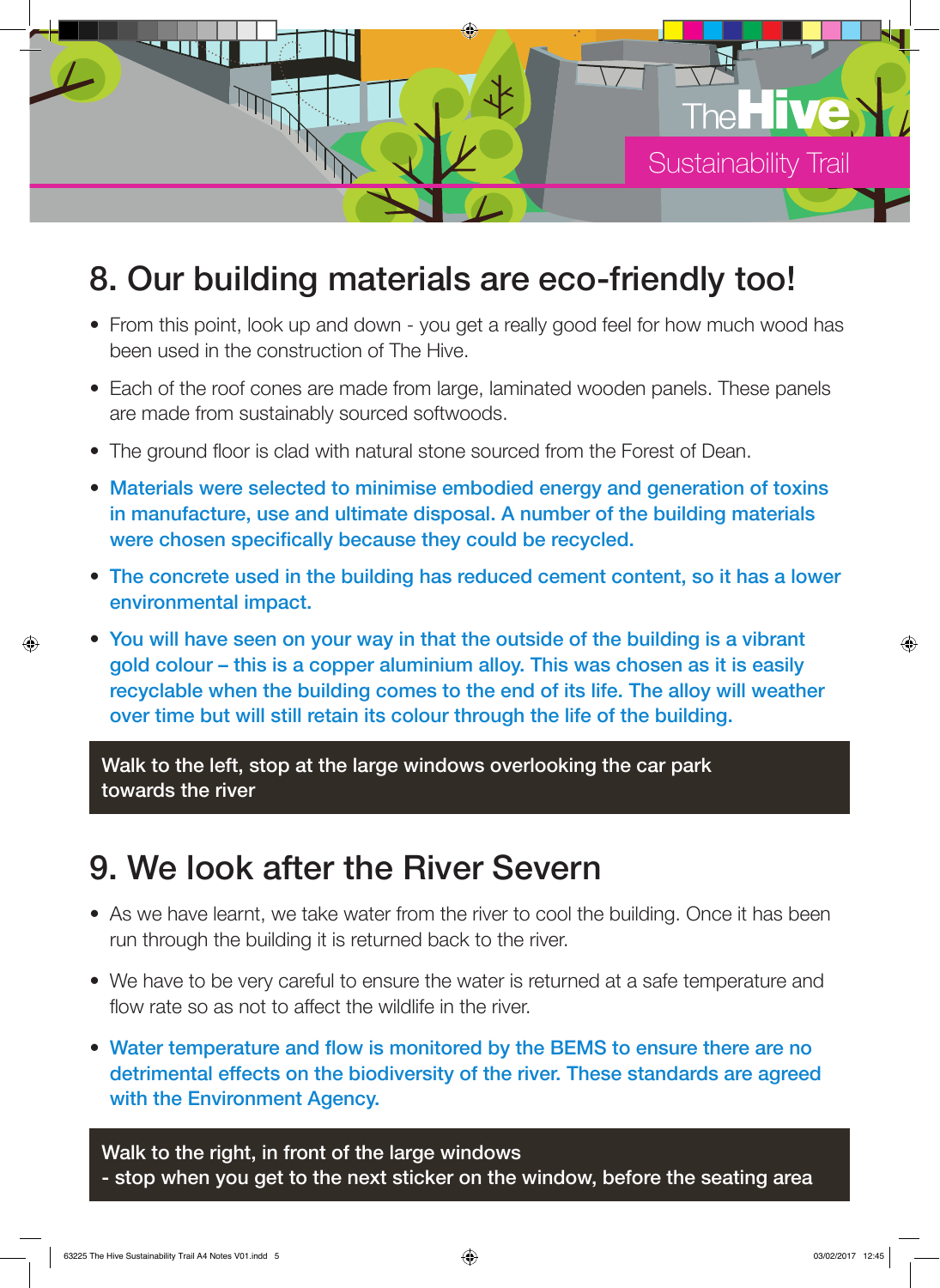# 8. Our building materials are eco-friendly too!

- From this point, look up and down - you get a really good feel for how much wood has been used in the construction of The Hive.
- Each of the roof cones are made from large, laminated wooden panels. These panels are made from sustainably sourced softwoods.
- The ground floor is clad with natural stone sourced from the Forest of Dean.
- **Materials were selected to minimise embodied energy and generation of toxins in manufacture, use and ultimate disposal. A number of the building materials were chosen specifically because they could be recycled.**
- **The concrete used in the building has reduced cement content, so it has a lower environmental impact.**
- **You will have seen on your way in that the outside of the building is a vibrant gold colour – this is a copper aluminium alloy. This was chosen as it is easily recyclable when the building comes to the end of its life. The alloy will weather over time but will still retain its colour through the life of the building.**

Walk to the left, stop at the large windows overlooking the car park towards the river

# 9. We look after the River Severn

- As we have learnt, we take water from the river to cool the building. Once it has been run through the building it is returned back to the river.
- We have to be very careful to ensure the water is returned at a safe temperature and flow rate so as not to affect the wildlife in the river.
- **Water temperature and flow is monitored by the BEMS to ensure there are no detrimental effects on the biodiversity of the river. These standards are agreed with the Environment Agency.**

Walk to the right, in front of the large windows
- stop when you get to the next sticker on the window, before the seating area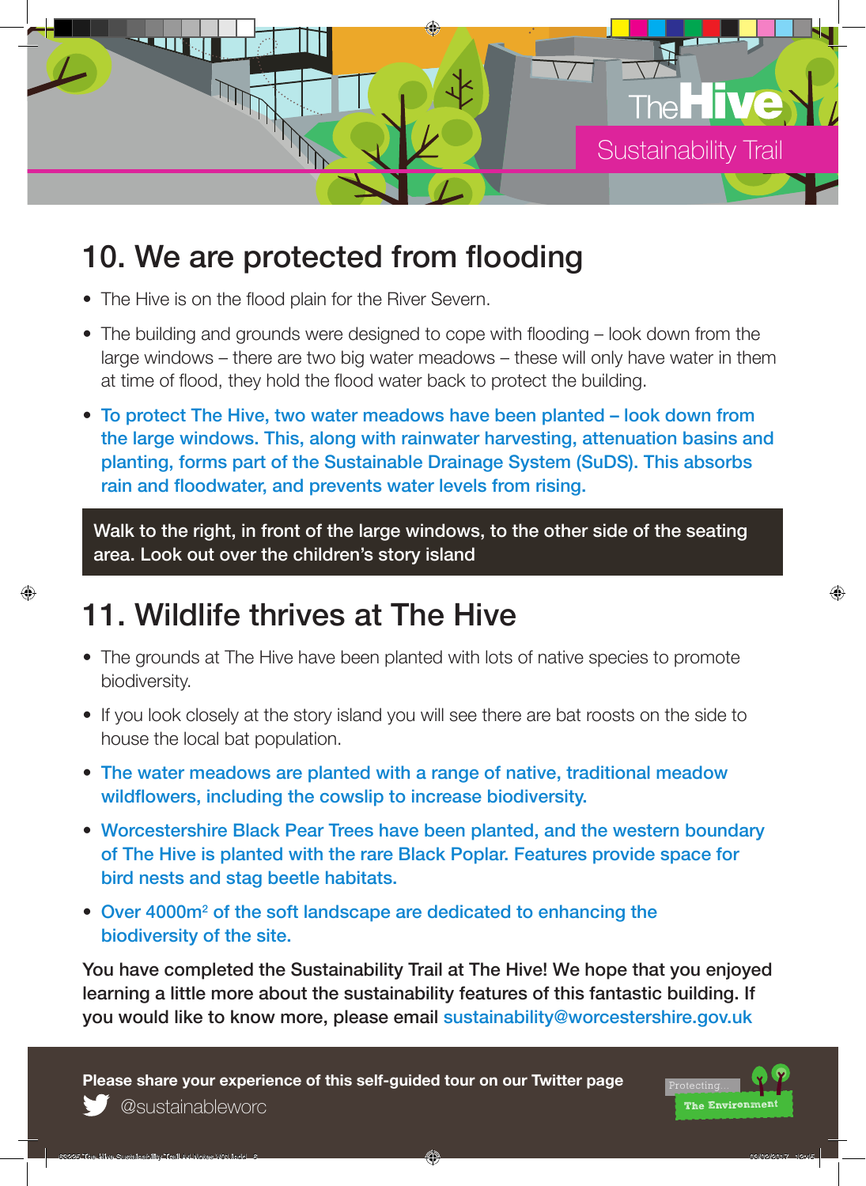# The Hive Sustainability Trail

## 10. We are protected from flooding

- The Hive is on the flood plain for the River Severn.
- The building and grounds were designed to cope with flooding – look down from the large windows – there are two big water meadows – these will only have water in them at time of flood, they hold the flood water back to protect the building.
- **To protect The Hive, two water meadows have been planted – look down from the large windows. This, along with rainwater harvesting, attenuation basins and planting, forms part of the Sustainable Drainage System (SuDS). This absorbs rain and floodwater, and prevents water levels from rising.**

**Walk to the right, in front of the large windows, to the other side of the seating area. Look out over the children's story island**

## 11. Wildlife thrives at The Hive

- The grounds at The Hive have been planted with lots of native species to promote biodiversity.
- If you look closely at the story island you will see there are bat roosts on the side to house the local bat population.
- **The water meadows are planted with a range of native, traditional meadow wildflowers, including the cowslip to increase biodiversity.**
- **Worcestershire Black Pear Trees have been planted, and the western boundary of The Hive is planted with the rare Black Poplar. Features provide space for bird nests and stag beetle habitats.**
- **Over 4000m² of the soft landscape are dedicated to enhancing the biodiversity of the site.**

**You have completed the Sustainability Trail at The Hive! We hope that you enjoyed learning a little more about the sustainability features of this fantastic building. If you would like to know more, please email sustainability@worcestershire.gov.uk**

**Please share your experience of this self-guided tour on our Twitter page**

@sustainableworc

Protecting... The Environment